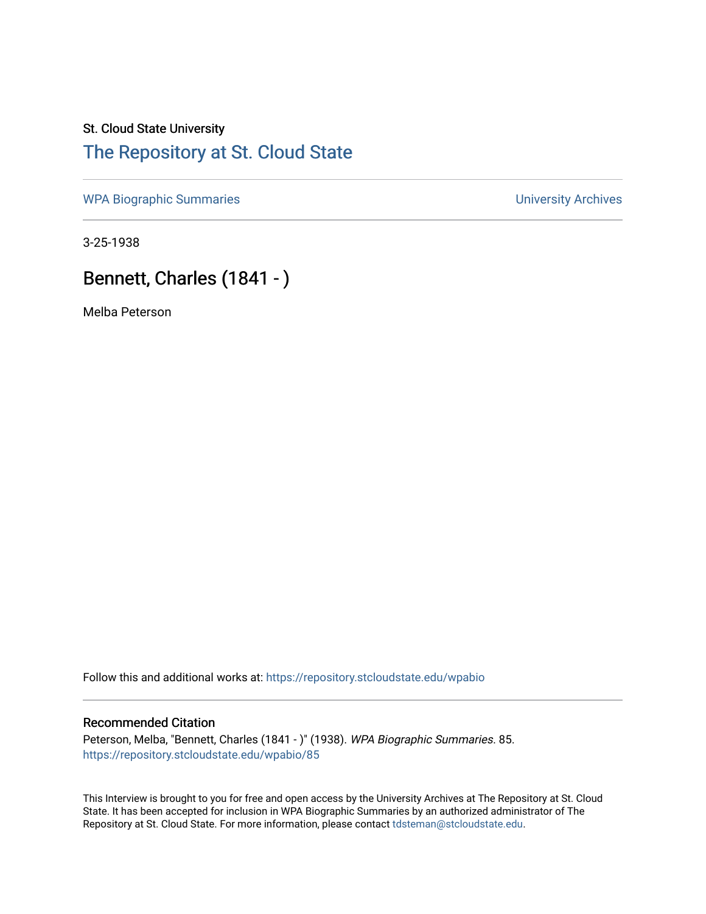St. Cloud State University

# The Repository at St. Cloud State

WPA Biographic Summaries

University Archives

3-25-1938

## Bennett, Charles (1841 - )

Melba Peterson

Follow this and additional works at: https://repository.stcloudstate.edu/wpabio

### Recommended Citation

Peterson, Melba, "Bennett, Charles (1841 - )" (1938). *WPA Biographic Summaries*. 85.
https://repository.stcloudstate.edu/wpabio/85

This Interview is brought to you for free and open access by the University Archives at The Repository at St. Cloud State. It has been accepted for inclusion in WPA Biographic Summaries by an authorized administrator of The Repository at St. Cloud State. For more information, please contact tdsteman@stcloudstate.edu.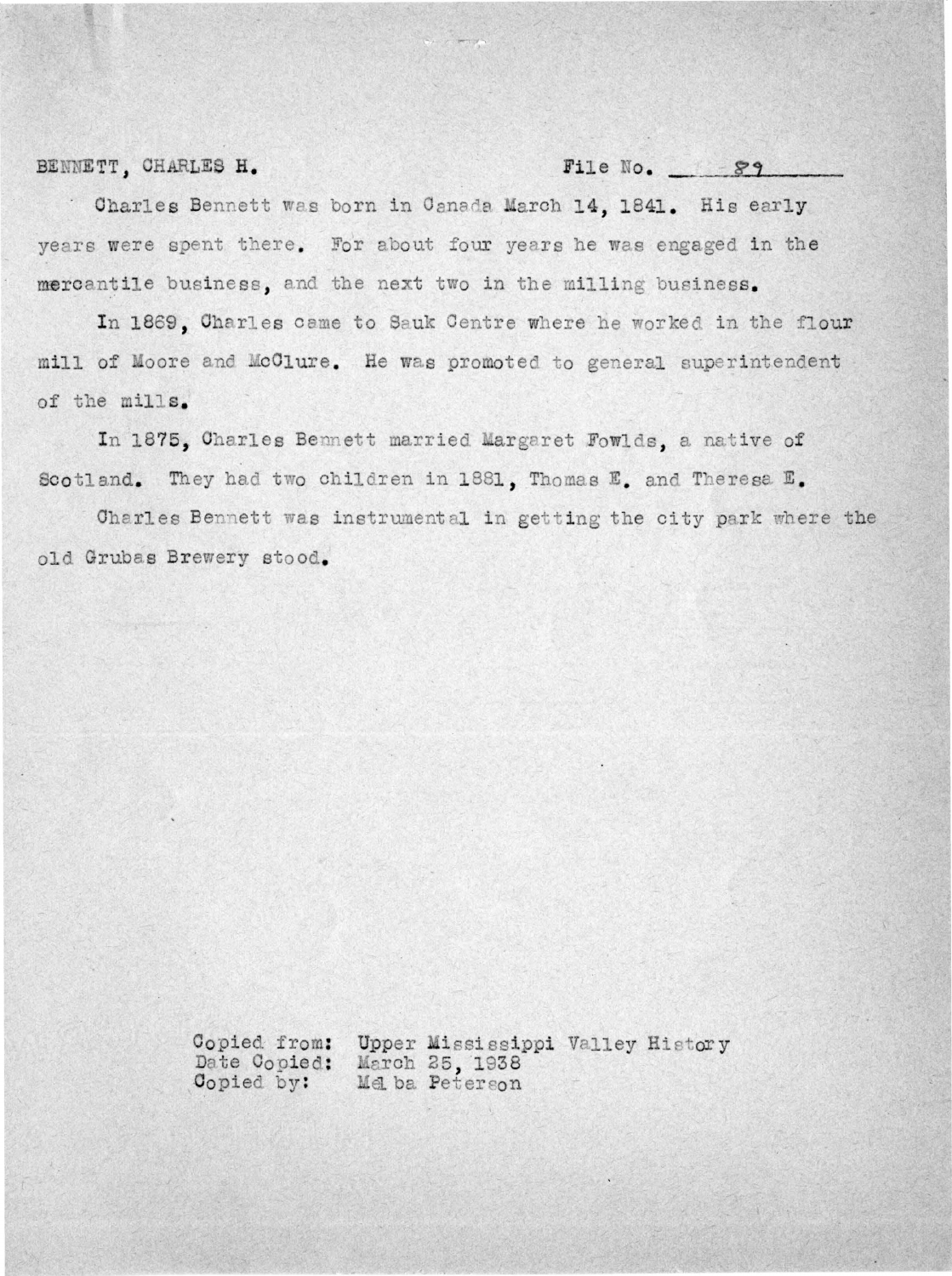BENNETT, CHARLES H. File No. 89

Charles Bennett was born in Canada March 14, 1841. His early years were spent there. For about four years he was engaged in the mercantile business, and the next two in the milling business.

In 1869, Charles came to Sauk Centre where he worked in the flour mill of Moore and McClure. He was promoted to general superintendent of the mills.

In 1875, Charles Bennett married Margaret Fowlds, a native of Scotland. They had two children in 1881, Thomas E. and Theresa E.

Charles Bennett was instrumental in getting the city park where the old Grubas Brewery stood.

Copied from: Upper Mississippi Valley History
Date Copied: March 25, 1938
Copied by: Melba Peterson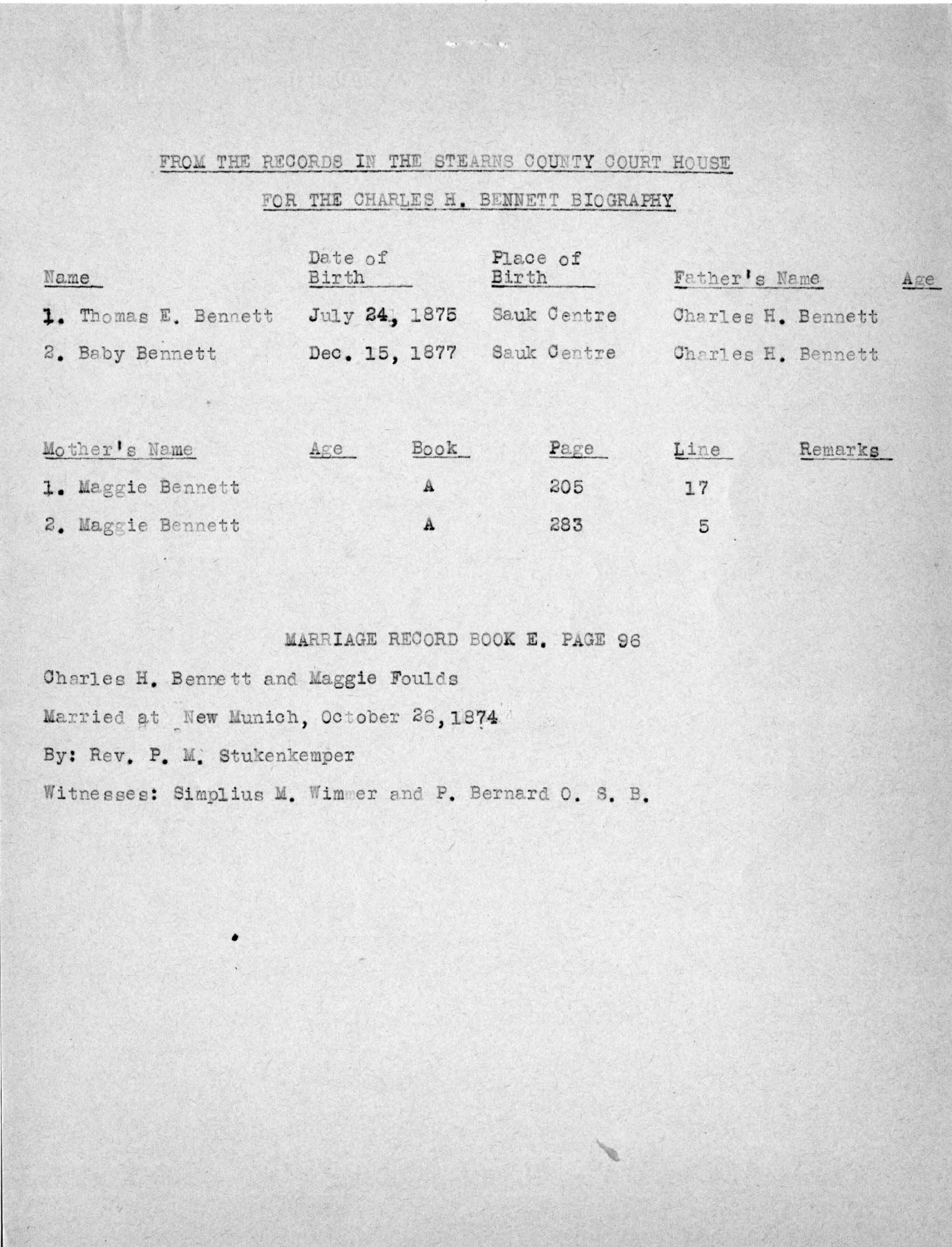FROM THE RECORDS IN THE STEARNS COUNTY COURT HOUSE

FOR THE CHARLES H. BENNETT BIOGRAPHY

| Name | Date of Birth | Place of Birth | Father's Name | Age |
|---|---|---|---|---|
| 1. Thomas E. Bennett | July 24, 1875 | Sauk Centre | Charles H. Bennett | |
| 2. Baby Bennett | Dec. 15, 1877 | Sauk Centre | Charles H. Bennett | |

| Mother's Name | Age | Book | Page | Line | Remarks |
|---|---|---|---|---|---|
| 1. Maggie Bennett | | A | 205 | 17 | |
| 2. Maggie Bennett | | A | 283 | 5 | |

MARRIAGE RECORD BOOK E. PAGE 96

Charles H. Bennett and Maggie Foulds

Married at New Munich, October 26, 1874

By: Rev. P. M. Stukenkemper

Witnesses: Simplius M. Wimmer and P. Bernard O. S. B.